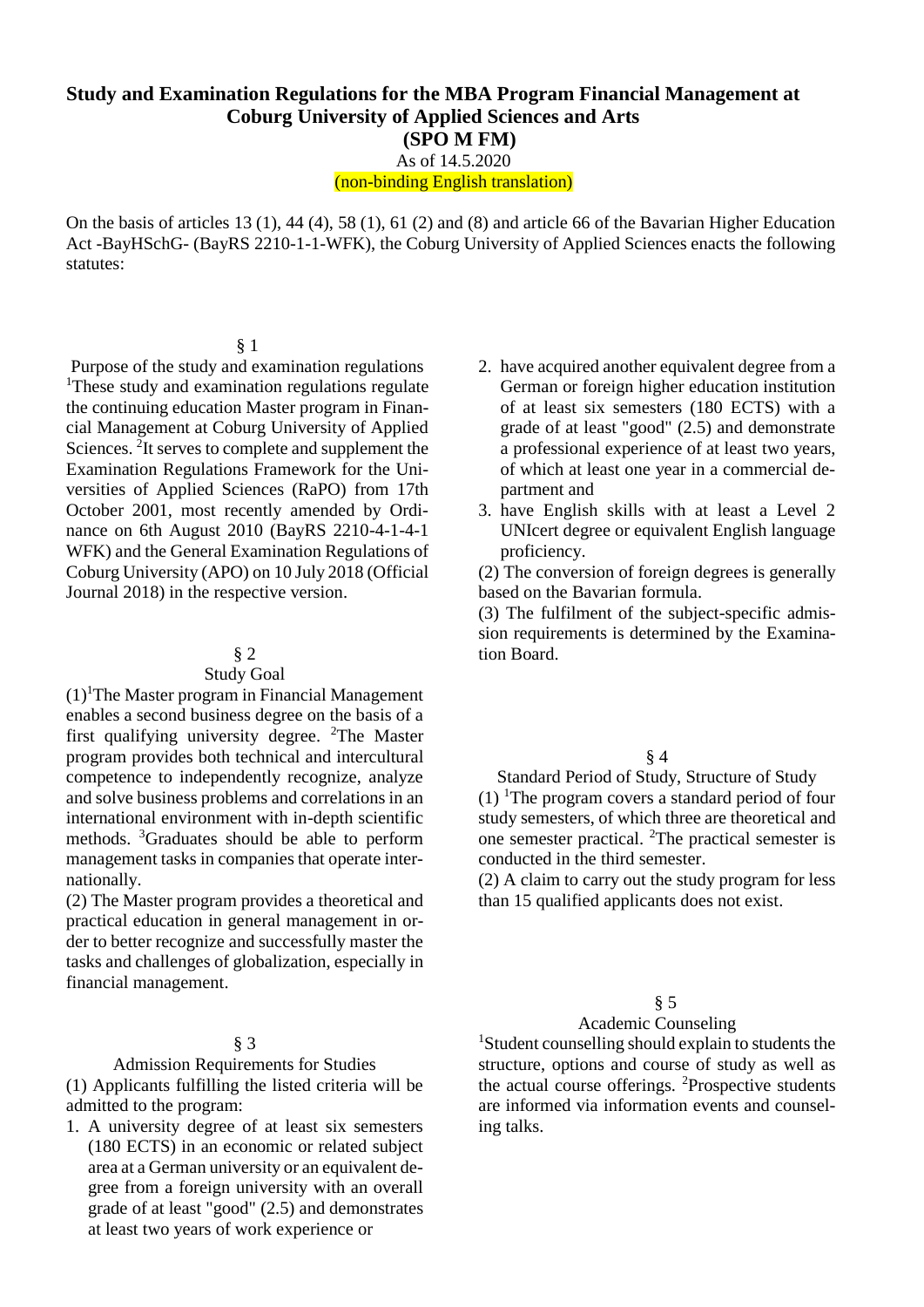# Study and Examination Regulations for the MBA Program Financial Management at Coburg University of Applied Sciences and Arts
# (SPO M FM)

As of 14.5.2020

(non-binding English translation)

On the basis of articles 13 (1), 44 (4), 58 (1), 61 (2) and (8) and article 66 of the Bavarian Higher Education Act -BayHSchG- (BayRS 2210-1-1-WFK), the Coburg University of Applied Sciences enacts the following statutes:

## § 1
## Purpose of the study and examination regulations

[1]These study and examination regulations regulate the continuing education Master program in Financial Management at Coburg University of Applied Sciences. [2]It serves to complete and supplement the Examination Regulations Framework for the Universities of Applied Sciences (RaPO) from 17th October 2001, most recently amended by Ordinance on 6th August 2010 (BayRS 2210-4-1-4-1 WFK) and the General Examination Regulations of Coburg University (APO) on 10 July 2018 (Official Journal 2018) in the respective version.

## § 2
## Study Goal

(1)[1]The Master program in Financial Management enables a second business degree on the basis of a first qualifying university degree. [2]The Master program provides both technical and intercultural competence to independently recognize, analyze and solve business problems and correlations in an international environment with in-depth scientific methods. [3]Graduates should be able to perform management tasks in companies that operate internationally.

(2) The Master program provides a theoretical and practical education in general management in order to better recognize and successfully master the tasks and challenges of globalization, especially in financial management.

## § 3
## Admission Requirements for Studies

(1) Applicants fulfilling the listed criteria will be admitted to the program:

1. A university degree of at least six semesters (180 ECTS) in an economic or related subject area at a German university or an equivalent degree from a foreign university with an overall grade of at least "good" (2.5) and demonstrates at least two years of work experience or
2. have acquired another equivalent degree from a German or foreign higher education institution of at least six semesters (180 ECTS) with a grade of at least "good" (2.5) and demonstrate a professional experience of at least two years, of which at least one year in a commercial department and
3. have English skills with at least a Level 2 UNIcert degree or equivalent English language proficiency.

(2) The conversion of foreign degrees is generally based on the Bavarian formula.

(3) The fulfilment of the subject-specific admission requirements is determined by the Examination Board.

## § 4
## Standard Period of Study, Structure of Study

(1) [1]The program covers a standard period of four study semesters, of which three are theoretical and one semester practical. [2]The practical semester is conducted in the third semester.

(2) A claim to carry out the study program for less than 15 qualified applicants does not exist.

## § 5
## Academic Counseling

[1]Student counselling should explain to students the structure, options and course of study as well as the actual course offerings. [2]Prospective students are informed via information events and counseling talks.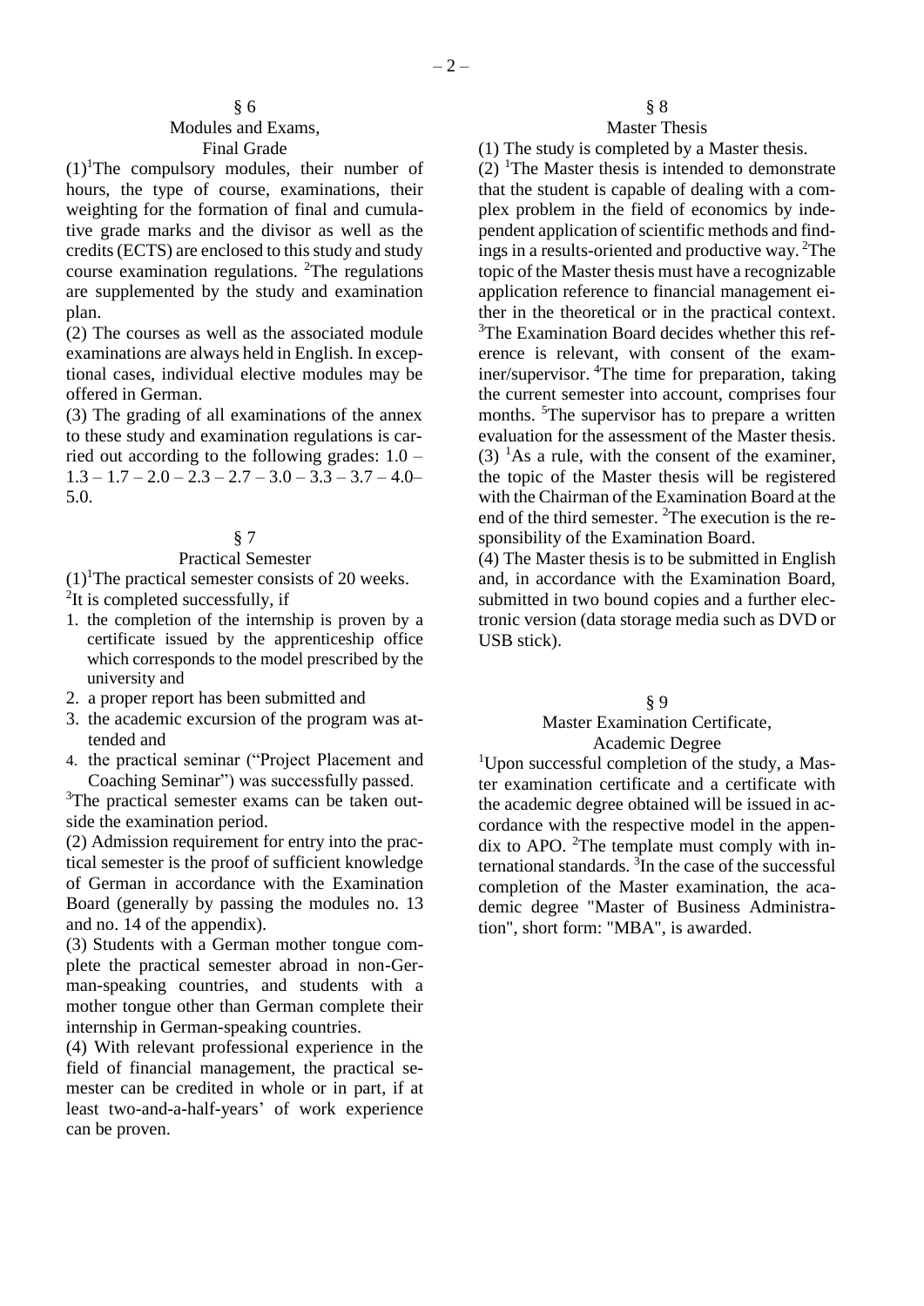## § 6
## Modules and Exams, Final Grade

(1)[1]The compulsory modules, their number of hours, the type of course, examinations, their weighting for the formation of final and cumulative grade marks and the divisor as well as the credits (ECTS) are enclosed to this study and study course examination regulations. [2]The regulations are supplemented by the study and examination plan.

(2) The courses as well as the associated module examinations are always held in English. In exceptional cases, individual elective modules may be offered in German.

(3) The grading of all examinations of the annex to these study and examination regulations is carried out according to the following grades: 1.0 – 1.3 – 1.7 – 2.0 – 2.3 – 2.7 – 3.0 – 3.3 – 3.7 – 4.0– 5.0.

## § 7
## Practical Semester

(1)[1]The practical semester consists of 20 weeks. [2]It is completed successfully, if

1. the completion of the internship is proven by a certificate issued by the apprenticeship office which corresponds to the model prescribed by the university and
2. a proper report has been submitted and
3. the academic excursion of the program was attended and
4. the practical seminar ("Project Placement and Coaching Seminar") was successfully passed.

[3]The practical semester exams can be taken outside the examination period.

(2) Admission requirement for entry into the practical semester is the proof of sufficient knowledge of German in accordance with the Examination Board (generally by passing the modules no. 13 and no. 14 of the appendix).

(3) Students with a German mother tongue complete the practical semester abroad in non-German-speaking countries, and students with a mother tongue other than German complete their internship in German-speaking countries.

(4) With relevant professional experience in the field of financial management, the practical semester can be credited in whole or in part, if at least two-and-a-half-years' of work experience can be proven.

## § 8
## Master Thesis

(1) The study is completed by a Master thesis.

(2) [1]The Master thesis is intended to demonstrate that the student is capable of dealing with a complex problem in the field of economics by independent application of scientific methods and findings in a results-oriented and productive way. [2]The topic of the Master thesis must have a recognizable application reference to financial management either in the theoretical or in the practical context. [3]The Examination Board decides whether this reference is relevant, with consent of the examiner/supervisor. [4]The time for preparation, taking the current semester into account, comprises four months. [5]The supervisor has to prepare a written evaluation for the assessment of the Master thesis.

(3) [1]As a rule, with the consent of the examiner, the topic of the Master thesis will be registered with the Chairman of the Examination Board at the end of the third semester. [2]The execution is the responsibility of the Examination Board.

(4) The Master thesis is to be submitted in English and, in accordance with the Examination Board, submitted in two bound copies and a further electronic version (data storage media such as DVD or USB stick).

## § 9
## Master Examination Certificate, Academic Degree

[1]Upon successful completion of the study, a Master examination certificate and a certificate with the academic degree obtained will be issued in accordance with the respective model in the appendix to APO. [2]The template must comply with international standards. [3]In the case of the successful completion of the Master examination, the academic degree "Master of Business Administration", short form: "MBA", is awarded.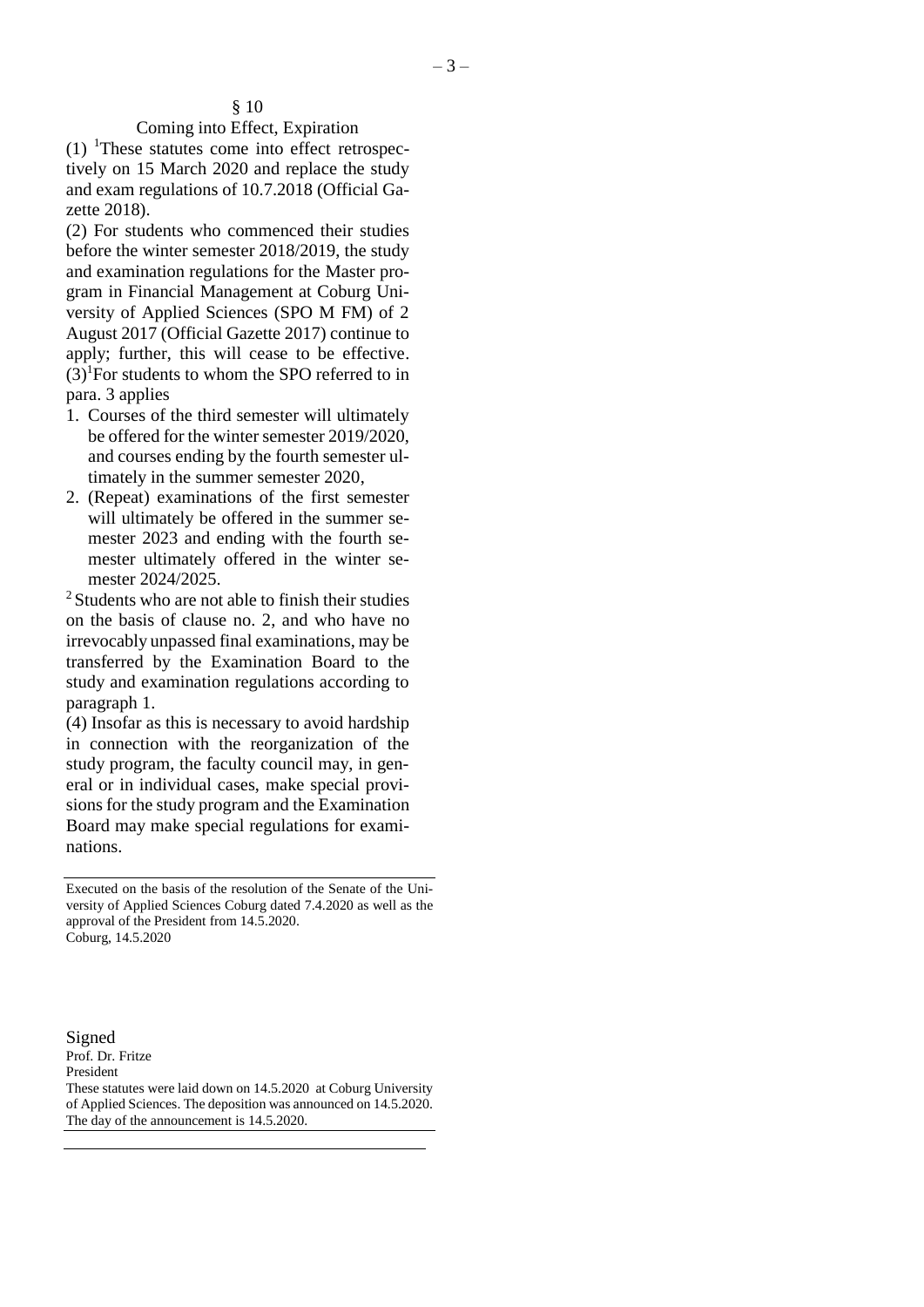## § 10

### Coming into Effect, Expiration

(1) [1]These statutes come into effect retrospectively on 15 March 2020 and replace the study and exam regulations of 10.7.2018 (Official Gazette 2018).

(2) For students who commenced their studies before the winter semester 2018/2019, the study and examination regulations for the Master program in Financial Management at Coburg University of Applied Sciences (SPO M FM) of 2 August 2017 (Official Gazette 2017) continue to apply; further, this will cease to be effective.

(3)[1]For students to whom the SPO referred to in para. 3 applies

1. Courses of the third semester will ultimately be offered for the winter semester 2019/2020, and courses ending by the fourth semester ultimately in the summer semester 2020,
2. (Repeat) examinations of the first semester will ultimately be offered in the summer semester 2023 and ending with the fourth semester ultimately offered in the winter semester 2024/2025.

[2] Students who are not able to finish their studies on the basis of clause no. 2, and who have no irrevocably unpassed final examinations, may be transferred by the Examination Board to the study and examination regulations according to paragraph 1.

(4) Insofar as this is necessary to avoid hardship in connection with the reorganization of the study program, the faculty council may, in general or in individual cases, make special provisions for the study program and the Examination Board may make special regulations for examinations.

---

Executed on the basis of the resolution of the Senate of the University of Applied Sciences Coburg dated 7.4.2020 as well as the approval of the President from 14.5.2020.
Coburg, 14.5.2020

Signed
Prof. Dr. Fritze
President

These statutes were laid down on 14.5.2020 at Coburg University of Applied Sciences. The deposition was announced on 14.5.2020. The day of the announcement is 14.5.2020.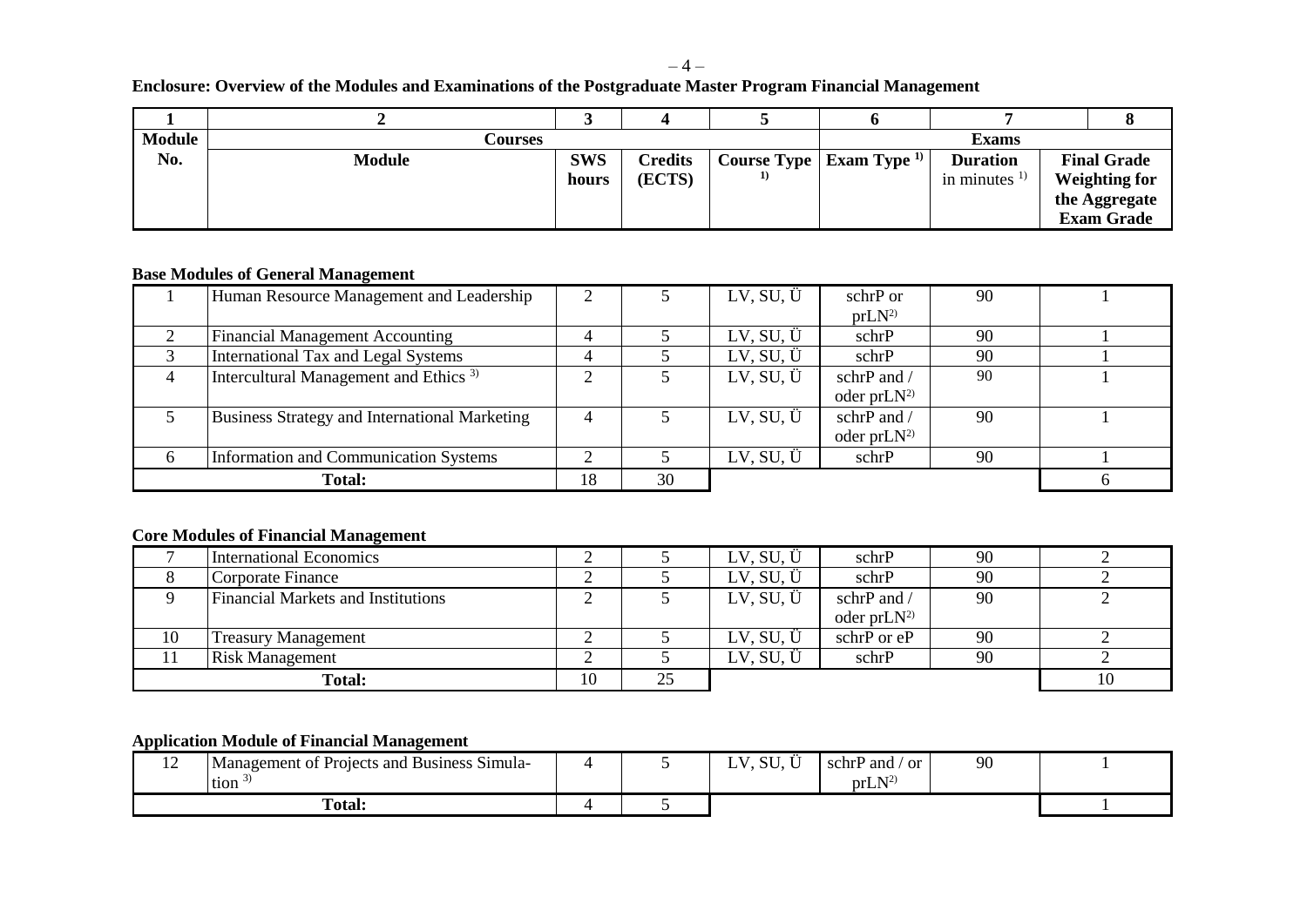**Enclosure: Overview of the Modules and Examinations of the Postgraduate Master Program Financial Management**

| 1 | 2 | 3 | 4 | 5 | 6 | 7 | 8 |
|---|---|---|---|---|---|---|---|
| **Module** | **Courses** | | | | **Exams** | | |
| **No.** | **Module** | **SWS hours** | **Credits (ECTS)** | **Course Type** [1] | **Exam Type** [1] | **Duration** in minutes [1] | **Final Grade Weighting for the Aggregate Exam Grade** |

**Base Modules of General Management**

| | | | | | | | |
|---|---|---|---|---|---|---|---|
| 1 | Human Resource Management and Leadership | 2 | 5 | LV, SU, Ü | schrP or prLN[2] | 90 | 1 |
| 2 | Financial Management Accounting | 4 | 5 | LV, SU, Ü | schrP | 90 | 1 |
| 3 | International Tax and Legal Systems | 4 | 5 | LV, SU, Ü | schrP | 90 | 1 |
| 4 | Intercultural Management and Ethics [3] | 2 | 5 | LV, SU, Ü | schrP and / oder prLN[2] | 90 | 1 |
| 5 | Business Strategy and International Marketing | 4 | 5 | LV, SU, Ü | schrP and / oder prLN[2] | 90 | 1 |
| 6 | Information and Communication Systems | 2 | 5 | LV, SU, Ü | schrP | 90 | 1 |
| | **Total:** | 18 | 30 | | | | 6 |

**Core Modules of Financial Management**

| | | | | | | | |
|---|---|---|---|---|---|---|---|
| 7 | International Economics | 2 | 5 | LV, SU, Ü | schrP | 90 | 2 |
| 8 | Corporate Finance | 2 | 5 | LV, SU, Ü | schrP | 90 | 2 |
| 9 | Financial Markets and Institutions | 2 | 5 | LV, SU, Ü | schrP and / oder prLN[2] | 90 | 2 |
| 10 | Treasury Management | 2 | 5 | LV, SU, Ü | schrP or eP | 90 | 2 |
| 11 | Risk Management | 2 | 5 | LV, SU, Ü | schrP | 90 | 2 |
| | **Total:** | 10 | 25 | | | | 10 |

**Application Module of Financial Management**

| | | | | | | | |
|---|---|---|---|---|---|---|---|
| 12 | Management of Projects and Business Simulation [3] | 4 | 5 | LV, SU, Ü | schrP and / or prLN[2] | 90 | 1 |
| | **Total:** | 4 | 5 | | | | 1 |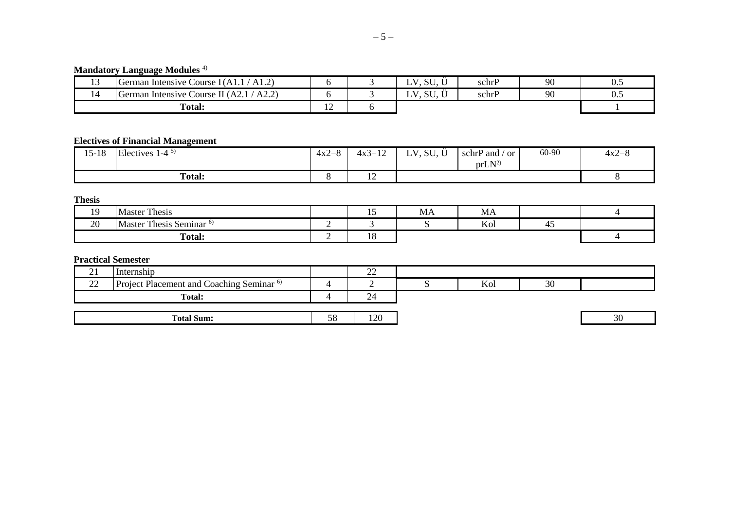**Mandatory Language Modules** [4)]

| | | | | | | | |
|---|---|---|---|---|---|---|---|
| 13 | German Intensive Course I (A1.1 / A1.2) | 6 | 3 | LV, SU, Ü | schrP | 90 | 0.5 |
| 14 | German Intensive Course II (A2.1 / A2.2) | 6 | 3 | LV, SU, Ü | schrP | 90 | 0.5 |
| | **Total:** | 12 | 6 | | | | 1 |

**Electives of Financial Management**

| | | | | | | | |
|---|---|---|---|---|---|---|---|
| 15-18 | Electives 1-4 [5)] | 4x2=8 | 4x3=12 | LV, SU, Ü | schrP and / or prLN[2)] | 60-90 | 4x2=8 |
| | **Total:** | 8 | 12 | | | | 8 |

**Thesis**

| | | | | | | | |
|---|---|---|---|---|---|---|---|
| 19 | Master Thesis | | 15 | MA | MA | | 4 |
| 20 | Master Thesis Seminar [6)] | 2 | 3 | S | Kol | 45 | |
| | **Total:** | 2 | 18 | | | | 4 |

**Practical Semester**

| | | | | | | | |
|---|---|---|---|---|---|---|---|
| 21 | Internship | | 22 | | | | |
| 22 | Project Placement and Coaching Seminar [6)] | 4 | 2 | S | Kol | 30 | |
| | **Total:** | 4 | 24 | | | | |

| | | | | |
|---|---|---|---|---|
| **Total Sum:** | 58 | 120 | | 30 |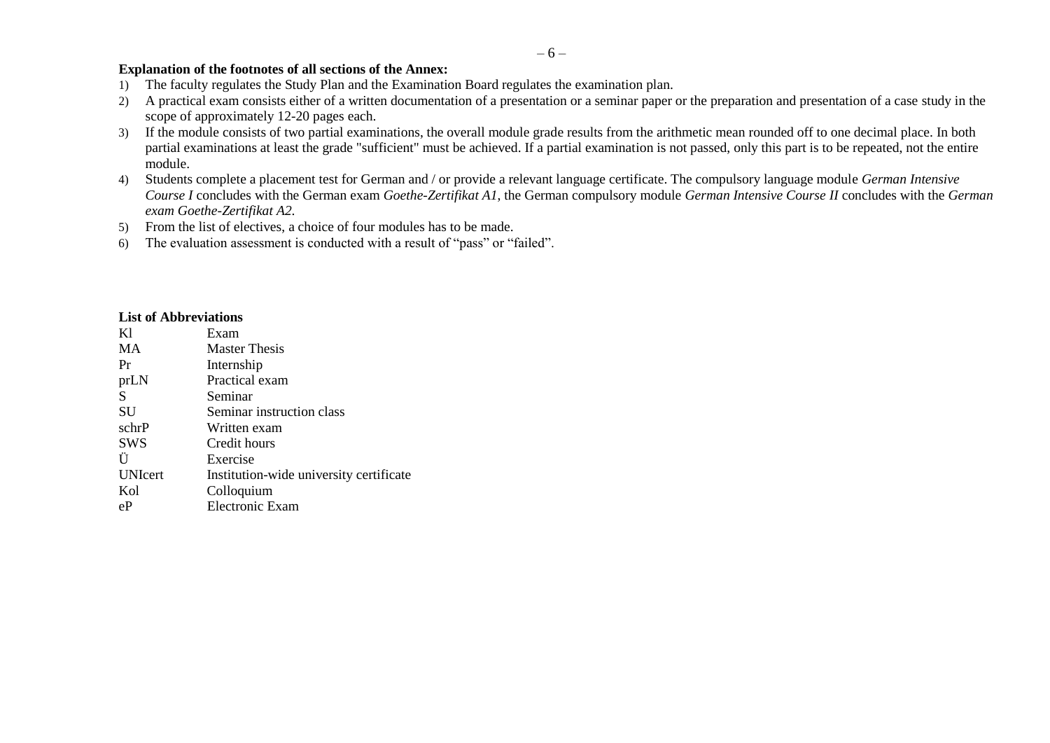**Explanation of the footnotes of all sections of the Annex:**

1) The faculty regulates the Study Plan and the Examination Board regulates the examination plan.
2) A practical exam consists either of a written documentation of a presentation or a seminar paper or the preparation and presentation of a case study in the scope of approximately 12-20 pages each.
3) If the module consists of two partial examinations, the overall module grade results from the arithmetic mean rounded off to one decimal place. In both partial examinations at least the grade "sufficient" must be achieved. If a partial examination is not passed, only this part is to be repeated, not the entire module.
4) Students complete a placement test for German and / or provide a relevant language certificate. The compulsory language module *German Intensive Course I* concludes with the German exam *Goethe-Zertifikat A1*, the German compulsory module *German Intensive Course II* concludes with the *German exam Goethe-Zertifikat A2*.
5) From the list of electives, a choice of four modules has to be made.
6) The evaluation assessment is conducted with a result of "pass" or "failed".

**List of Abbreviations**

| | |
|---|---|
| Kl | Exam |
| MA | Master Thesis |
| Pr | Internship |
| prLN | Practical exam |
| S | Seminar |
| SU | Seminar instruction class |
| schrP | Written exam |
| SWS | Credit hours |
| Ü | Exercise |
| UNIcert | Institution-wide university certificate |
| Kol | Colloquium |
| eP | Electronic Exam |